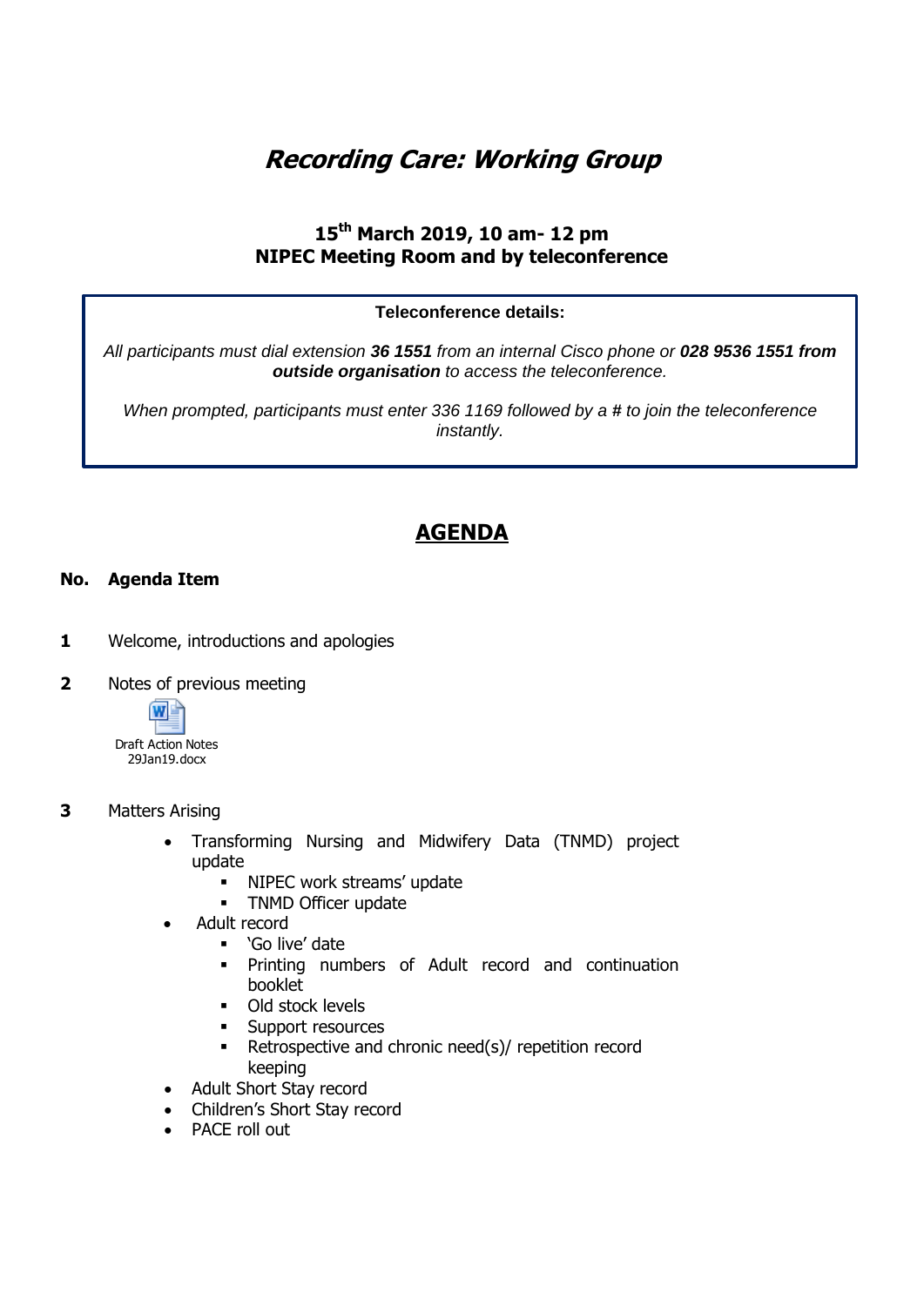# *Recording Care: Working Group*

### 15th March 2019, 10 am- 12 pm
### NIPEC Meeting Room and by teleconference

**Teleconference details:**

*All participants must dial extension **36 1551** from an internal Cisco phone or **028 9536 1551 from outside organisation** to access the teleconference.*

*When prompted, participants must enter 336 1169 followed by a # to join the teleconference instantly.*

## AGENDA

**No. Agenda Item**

**1** Welcome, introductions and apologies

**2** Notes of previous meeting

Draft Action Notes 29Jan19.docx

**3** Matters Arising

- Transforming Nursing and Midwifery Data (TNMD) project update
  - NIPEC work streams' update
  - TNMD Officer update
- Adult record
  - 'Go live' date
  - Printing numbers of Adult record and continuation booklet
  - Old stock levels
  - Support resources
  - Retrospective and chronic need(s)/ repetition record keeping
- Adult Short Stay record
- Children's Short Stay record
- PACE roll out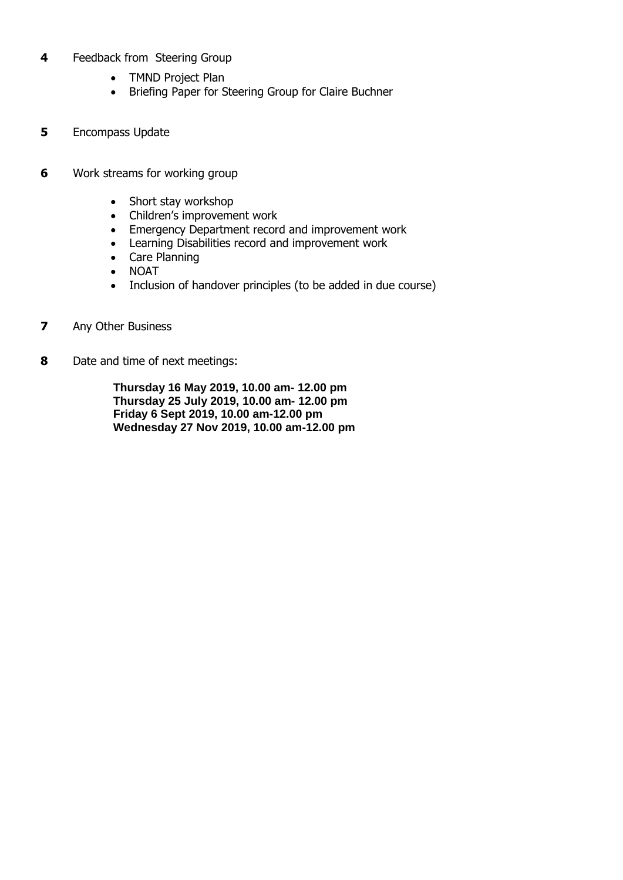**4** Feedback from Steering Group

- TMND Project Plan
- Briefing Paper for Steering Group for Claire Buchner

**5** Encompass Update

**6** Work streams for working group

- Short stay workshop
- Children's improvement work
- Emergency Department record and improvement work
- Learning Disabilities record and improvement work
- Care Planning
- NOAT
- Inclusion of handover principles (to be added in due course)

**7** Any Other Business

**8** Date and time of next meetings:

**Thursday 16 May 2019, 10.00 am- 12.00 pm**
**Thursday 25 July 2019, 10.00 am- 12.00 pm**
**Friday 6 Sept 2019, 10.00 am-12.00 pm**
**Wednesday 27 Nov 2019, 10.00 am-12.00 pm**